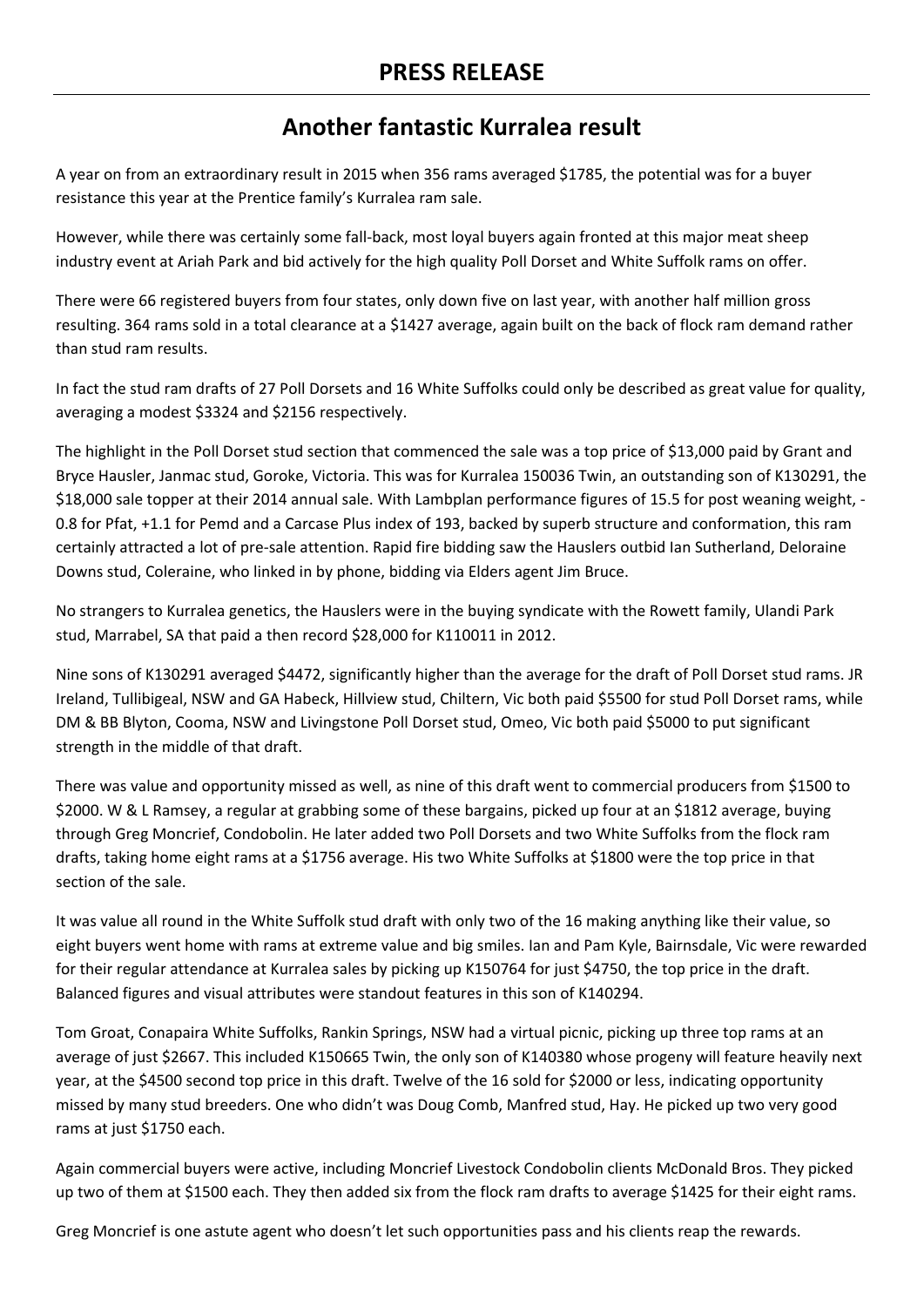# PRESS RELEASE

## Another fantastic Kurralea result

A year on from an extraordinary result in 2015 when 356 rams averaged $1785, the potential was for a buyer resistance this year at the Prentice family's Kurralea ram sale.

However, while there was certainly some fall-back, most loyal buyers again fronted at this major meat sheep industry event at Ariah Park and bid actively for the high quality Poll Dorset and White Suffolk rams on offer.

There were 66 registered buyers from four states, only down five on last year, with another half million gross resulting. 364 rams sold in a total clearance at a $1427 average, again built on the back of flock ram demand rather than stud ram results.

In fact the stud ram drafts of 27 Poll Dorsets and 16 White Suffolks could only be described as great value for quality, averaging a modest $3324 and $2156 respectively.

The highlight in the Poll Dorset stud section that commenced the sale was a top price of $13,000 paid by Grant and Bryce Hausler, Janmac stud, Goroke, Victoria. This was for Kurralea 150036 Twin, an outstanding son of K130291, the $18,000 sale topper at their 2014 annual sale. With Lambplan performance figures of 15.5 for post weaning weight, -0.8 for Pfat, +1.1 for Pemd and a Carcase Plus index of 193, backed by superb structure and conformation, this ram certainly attracted a lot of pre-sale attention. Rapid fire bidding saw the Hauslers outbid Ian Sutherland, Deloraine Downs stud, Coleraine, who linked in by phone, bidding via Elders agent Jim Bruce.

No strangers to Kurralea genetics, the Hauslers were in the buying syndicate with the Rowett family, Ulandi Park stud, Marrabel, SA that paid a then record $28,000 for K110011 in 2012.

Nine sons of K130291 averaged $4472, significantly higher than the average for the draft of Poll Dorset stud rams. JR Ireland, Tullibigeal, NSW and GA Habeck, Hillview stud, Chiltern, Vic both paid $5500 for stud Poll Dorset rams, while DM & BB Blyton, Cooma, NSW and Livingstone Poll Dorset stud, Omeo, Vic both paid $5000 to put significant strength in the middle of that draft.

There was value and opportunity missed as well, as nine of this draft went to commercial producers from $1500 to $2000. W & L Ramsey, a regular at grabbing some of these bargains, picked up four at an $1812 average, buying through Greg Moncrief, Condobolin. He later added two Poll Dorsets and two White Suffolks from the flock ram drafts, taking home eight rams at a $1756 average. His two White Suffolks at $1800 were the top price in that section of the sale.

It was value all round in the White Suffolk stud draft with only two of the 16 making anything like their value, so eight buyers went home with rams at extreme value and big smiles. Ian and Pam Kyle, Bairnsdale, Vic were rewarded for their regular attendance at Kurralea sales by picking up K150764 for just $4750, the top price in the draft. Balanced figures and visual attributes were standout features in this son of K140294.

Tom Groat, Conapaira White Suffolks, Rankin Springs, NSW had a virtual picnic, picking up three top rams at an average of just $2667. This included K150665 Twin, the only son of K140380 whose progeny will feature heavily next year, at the $4500 second top price in this draft. Twelve of the 16 sold for $2000 or less, indicating opportunity missed by many stud breeders. One who didn't was Doug Comb, Manfred stud, Hay. He picked up two very good rams at just $1750 each.

Again commercial buyers were active, including Moncrief Livestock Condobolin clients McDonald Bros. They picked up two of them at $1500 each. They then added six from the flock ram drafts to average $1425 for their eight rams.

Greg Moncrief is one astute agent who doesn't let such opportunities pass and his clients reap the rewards.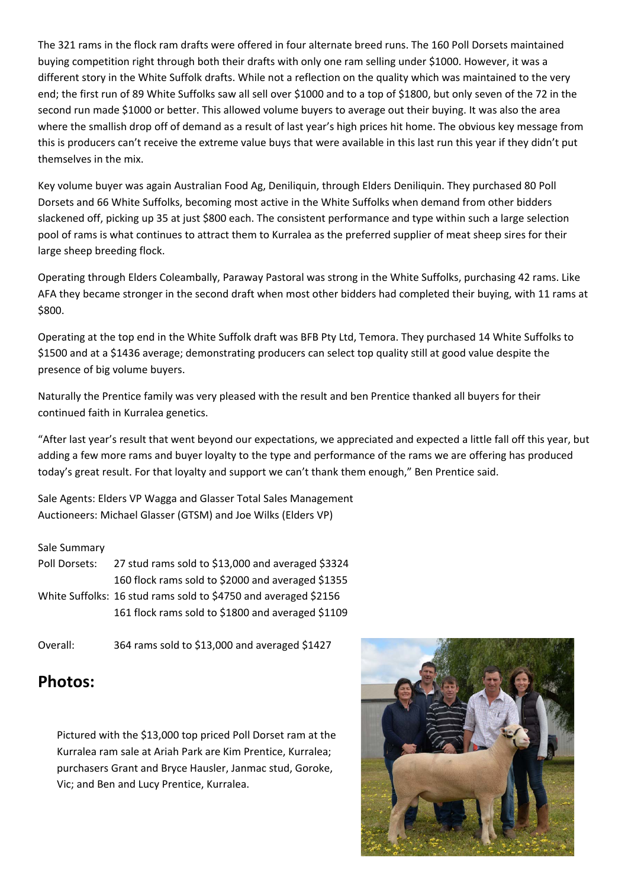The 321 rams in the flock ram drafts were offered in four alternate breed runs. The 160 Poll Dorsets maintained buying competition right through both their drafts with only one ram selling under $1000. However, it was a different story in the White Suffolk drafts. While not a reflection on the quality which was maintained to the very end; the first run of 89 White Suffolks saw all sell over $1000 and to a top of $1800, but only seven of the 72 in the second run made $1000 or better. This allowed volume buyers to average out their buying. It was also the area where the smallish drop off of demand as a result of last year's high prices hit home. The obvious key message from this is producers can't receive the extreme value buys that were available in this last run this year if they didn't put themselves in the mix.

Key volume buyer was again Australian Food Ag, Deniliquin, through Elders Deniliquin. They purchased 80 Poll Dorsets and 66 White Suffolks, becoming most active in the White Suffolks when demand from other bidders slackened off, picking up 35 at just $800 each. The consistent performance and type within such a large selection pool of rams is what continues to attract them to Kurralea as the preferred supplier of meat sheep sires for their large sheep breeding flock.

Operating through Elders Coleambally, Paraway Pastoral was strong in the White Suffolks, purchasing 42 rams. Like AFA they became stronger in the second draft when most other bidders had completed their buying, with 11 rams at $800.

Operating at the top end in the White Suffolk draft was BFB Pty Ltd, Temora. They purchased 14 White Suffolks to $1500 and at a $1436 average; demonstrating producers can select top quality still at good value despite the presence of big volume buyers.

Naturally the Prentice family was very pleased with the result and ben Prentice thanked all buyers for their continued faith in Kurralea genetics.

"After last year's result that went beyond our expectations, we appreciated and expected a little fall off this year, but adding a few more rams and buyer loyalty to the type and performance of the rams we are offering has produced today's great result. For that loyalty and support we can't thank them enough," Ben Prentice said.

Sale Agents: Elders VP Wagga and Glasser Total Sales Management
Auctioneers: Michael Glasser (GTSM) and Joe Wilks (Elders VP)

Sale Summary

| | |
|---|---|
| Poll Dorsets: | 27 stud rams sold to $13,000 and averaged $3324 |
| | 160 flock rams sold to $2000 and averaged $1355 |
| White Suffolks: | 16 stud rams sold to $4750 and averaged $2156 |
| | 161 flock rams sold to $1800 and averaged $1109 |
| Overall: | 364 rams sold to $13,000 and averaged $1427 |

## Photos:

Pictured with the $13,000 top priced Poll Dorset ram at the Kurralea ram sale at Ariah Park are Kim Prentice, Kurralea; purchasers Grant and Bryce Hausler, Janmac stud, Goroke, Vic; and Ben and Lucy Prentice, Kurralea.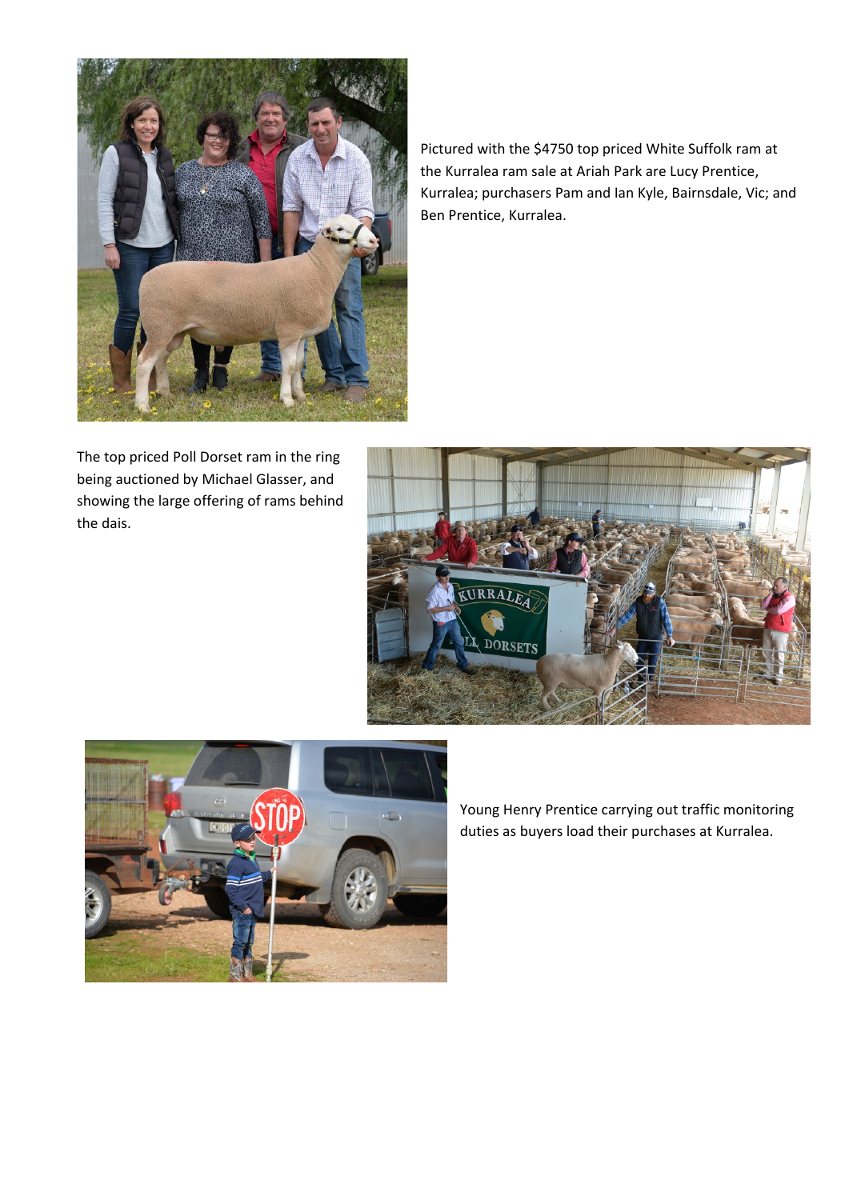Pictured with the $4750 top priced White Suffolk ram at the Kurralea ram sale at Ariah Park are Lucy Prentice, Kurralea; purchasers Pam and Ian Kyle, Bairnsdale, Vic; and Ben Prentice, Kurralea.

The top priced Poll Dorset ram in the ring being auctioned by Michael Glasser, and showing the large offering of rams behind the dais.

Young Henry Prentice carrying out traffic monitoring duties as buyers load their purchases at Kurralea.